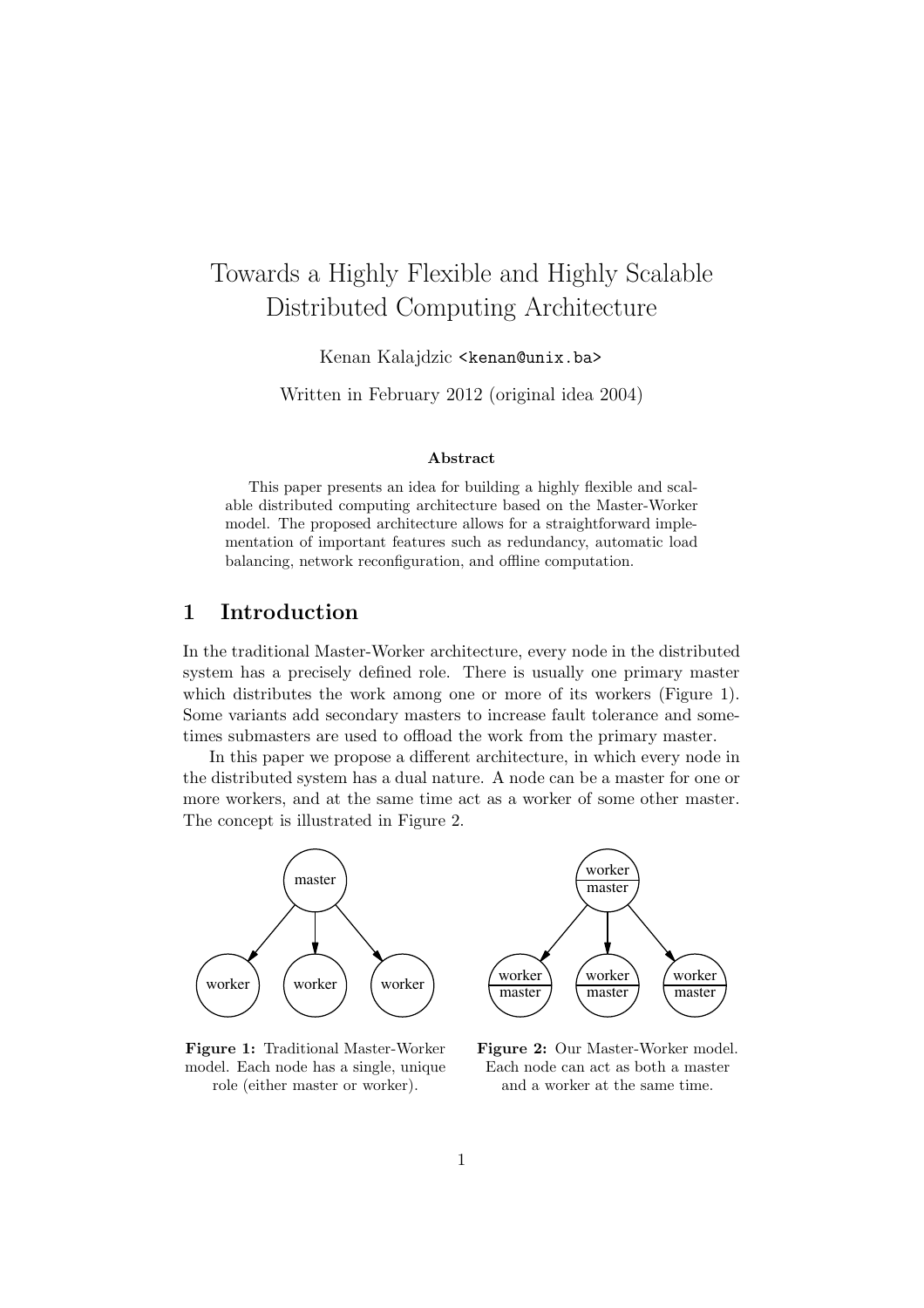# Towards a Highly Flexible and Highly Scalable Distributed Computing Architecture

Kenan Kalajdzic <kenan@unix.ba>

Written in February 2012 (original idea 2004)

**Abstract**

This paper presents an idea for building a highly flexible and scalable distributed computing architecture based on the Master-Worker model. The proposed architecture allows for a straightforward implementation of important features such as redundancy, automatic load balancing, network reconfiguration, and offline computation.

## 1 Introduction

In the traditional Master-Worker architecture, every node in the distributed system has a precisely defined role. There is usually one primary master which distributes the work among one or more of its workers (Figure 1). Some variants add secondary masters to increase fault tolerance and sometimes submasters are used to offload the work from the primary master.

In this paper we propose a different architecture, in which every node in the distributed system has a dual nature. A node can be a master for one or more workers, and at the same time act as a worker of some other master. The concept is illustrated in Figure 2.

**Figure 1:** Traditional Master-Worker model. Each node has a single, unique role (either master or worker).

**Figure 2:** Our Master-Worker model. Each node can act as both a master and a worker at the same time.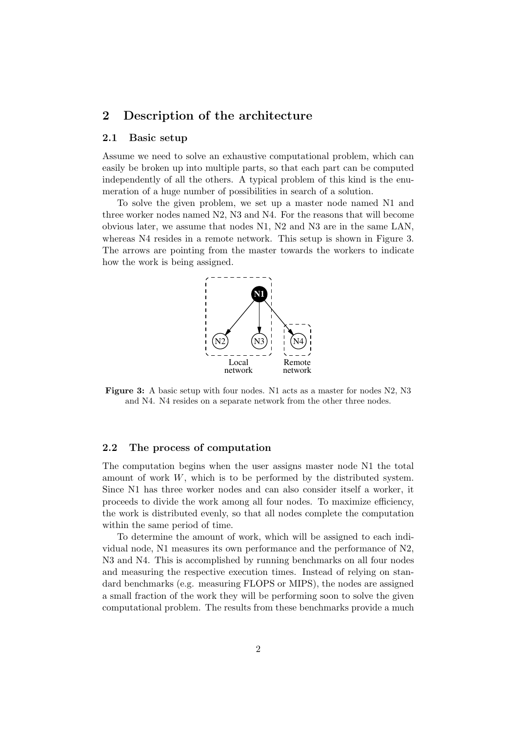## 2 Description of the architecture

### 2.1 Basic setup

Assume we need to solve an exhaustive computational problem, which can easily be broken up into multiple parts, so that each part can be computed independently of all the others. A typical problem of this kind is the enumeration of a huge number of possibilities in search of a solution.

To solve the given problem, we set up a master node named N1 and three worker nodes named N2, N3 and N4. For the reasons that will become obvious later, we assume that nodes N1, N2 and N3 are in the same LAN, whereas N4 resides in a remote network. This setup is shown in Figure 3. The arrows are pointing from the master towards the workers to indicate how the work is being assigned.

**Figure 3:** A basic setup with four nodes. N1 acts as a master for nodes N2, N3 and N4. N4 resides on a separate network from the other three nodes.

### 2.2 The process of computation

The computation begins when the user assigns master node N1 the total amount of work $W$, which is to be performed by the distributed system. Since N1 has three worker nodes and can also consider itself a worker, it proceeds to divide the work among all four nodes. To maximize efficiency, the work is distributed evenly, so that all nodes complete the computation within the same period of time.

To determine the amount of work, which will be assigned to each individual node, N1 measures its own performance and the performance of N2, N3 and N4. This is accomplished by running benchmarks on all four nodes and measuring the respective execution times. Instead of relying on standard benchmarks (e.g. measuring FLOPS or MIPS), the nodes are assigned a small fraction of the work they will be performing soon to solve the given computational problem. The results from these benchmarks provide a much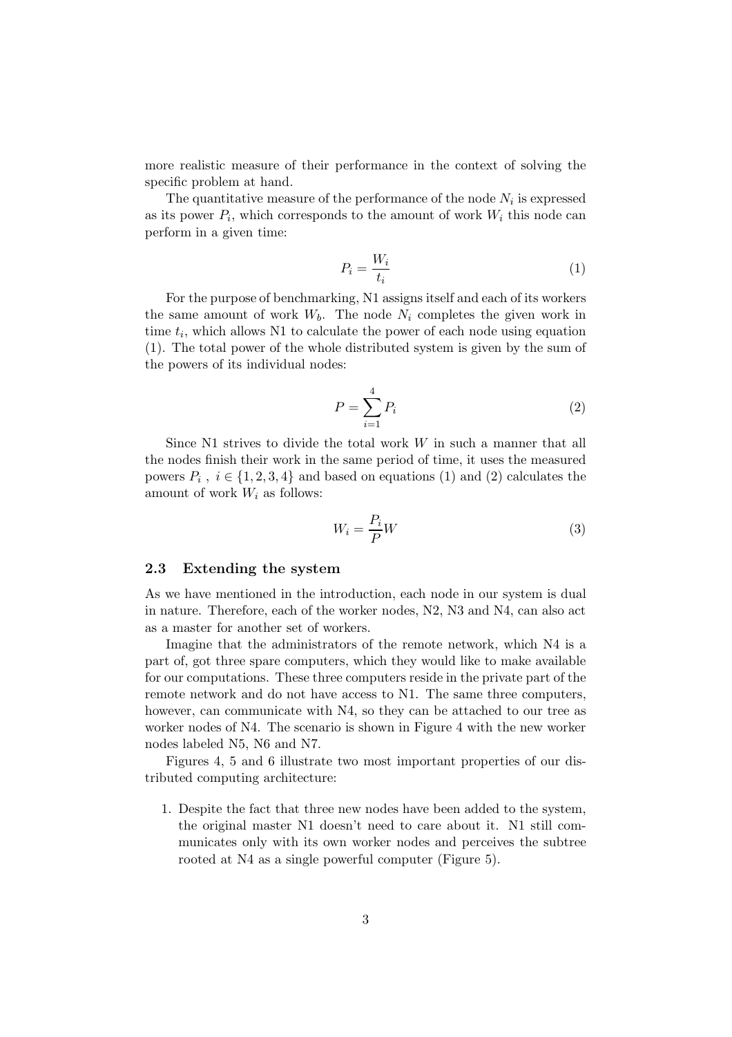more realistic measure of their performance in the context of solving the specific problem at hand.

The quantitative measure of the performance of the node $N_i$ is expressed as its power $P_i$, which corresponds to the amount of work $W_i$ this node can perform in a given time:

$$P_i = \frac{W_i}{t_i} \tag{1}$$

For the purpose of benchmarking, N1 assigns itself and each of its workers the same amount of work $W_b$. The node $N_i$ completes the given work in time $t_i$, which allows N1 to calculate the power of each node using equation (1). The total power of the whole distributed system is given by the sum of the powers of its individual nodes:

$$P = \sum_{i=1}^{4} P_i \tag{2}$$

Since N1 strives to divide the total work $W$ in such a manner that all the nodes finish their work in the same period of time, it uses the measured powers $P_i$ , $i \in \{1, 2, 3, 4\}$ and based on equations (1) and (2) calculates the amount of work $W_i$ as follows:

$$W_i = \frac{P_i}{P} W \tag{3}$$

### 2.3 Extending the system

As we have mentioned in the introduction, each node in our system is dual in nature. Therefore, each of the worker nodes, N2, N3 and N4, can also act as a master for another set of workers.

Imagine that the administrators of the remote network, which N4 is a part of, got three spare computers, which they would like to make available for our computations. These three computers reside in the private part of the remote network and do not have access to N1. The same three computers, however, can communicate with N4, so they can be attached to our tree as worker nodes of N4. The scenario is shown in Figure 4 with the new worker nodes labeled N5, N6 and N7.

Figures 4, 5 and 6 illustrate two most important properties of our distributed computing architecture:

1. Despite the fact that three new nodes have been added to the system, the original master N1 doesn't need to care about it. N1 still communicates only with its own worker nodes and perceives the subtree rooted at N4 as a single powerful computer (Figure 5).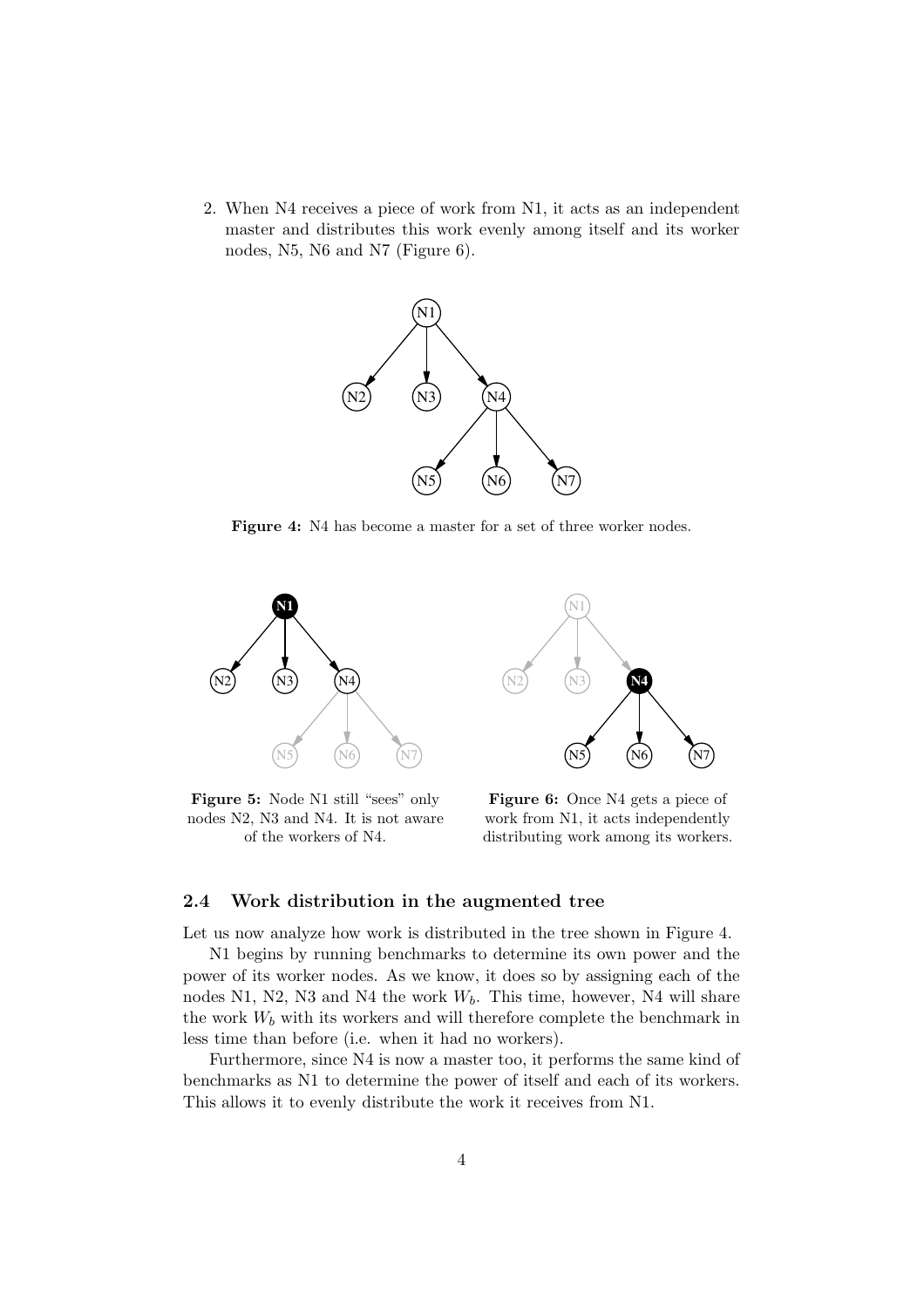2. When N4 receives a piece of work from N1, it acts as an independent master and distributes this work evenly among itself and its worker nodes, N5, N6 and N7 (Figure 6).

**Figure 4:** N4 has become a master for a set of three worker nodes.

**Figure 5:** Node N1 still "sees" only nodes N2, N3 and N4. It is not aware of the workers of N4.

**Figure 6:** Once N4 gets a piece of work from N1, it acts independently distributing work among its workers.

### 2.4 Work distribution in the augmented tree

Let us now analyze how work is distributed in the tree shown in Figure 4.

N1 begins by running benchmarks to determine its own power and the power of its worker nodes. As we know, it does so by assigning each of the nodes N1, N2, N3 and N4 the work $W_b$. This time, however, N4 will share the work $W_b$ with its workers and will therefore complete the benchmark in less time than before (i.e. when it had no workers).

Furthermore, since N4 is now a master too, it performs the same kind of benchmarks as N1 to determine the power of itself and each of its workers. This allows it to evenly distribute the work it receives from N1.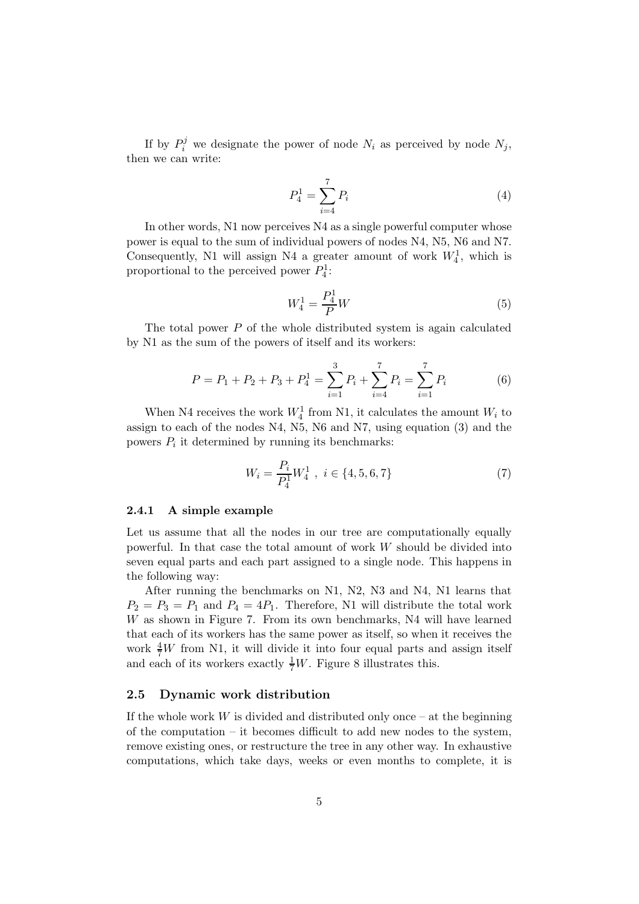If by $P_i^j$ we designate the power of node $N_i$ as perceived by node $N_j$, then we can write:

$$P_4^1 = \sum_{i=4}^{7} P_i \tag{4}$$

In other words, N1 now perceives N4 as a single powerful computer whose power is equal to the sum of individual powers of nodes N4, N5, N6 and N7. Consequently, N1 will assign N4 a greater amount of work $W_4^1$, which is proportional to the perceived power $P_4^1$:

$$W_4^1 = \frac{P_4^1}{P} W \tag{5}$$

The total power $P$ of the whole distributed system is again calculated by N1 as the sum of the powers of itself and its workers:

$$P = P_1 + P_2 + P_3 + P_4^1 = \sum_{i=1}^{3} P_i + \sum_{i=4}^{7} P_i = \sum_{i=1}^{7} P_i \tag{6}$$

When N4 receives the work $W_4^1$ from N1, it calculates the amount $W_i$ to assign to each of the nodes N4, N5, N6 and N7, using equation (3) and the powers $P_i$ it determined by running its benchmarks:

$$W_i = \frac{P_i}{P_4^1} W_4^1 \ , \ i \in \{4, 5, 6, 7\} \tag{7}$$

### 2.4.1 A simple example

Let us assume that all the nodes in our tree are computationally equally powerful. In that case the total amount of work $W$ should be divided into seven equal parts and each part assigned to a single node. This happens in the following way:

After running the benchmarks on N1, N2, N3 and N4, N1 learns that $P_2 = P_3 = P_1$ and $P_4 = 4P_1$. Therefore, N1 will distribute the total work $W$ as shown in Figure 7. From its own benchmarks, N4 will have learned that each of its workers has the same power as itself, so when it receives the work $\frac{4}{7}W$ from N1, it will divide it into four equal parts and assign itself and each of its workers exactly $\frac{1}{7}W$. Figure 8 illustrates this.

## 2.5 Dynamic work distribution

If the whole work $W$ is divided and distributed only once – at the beginning of the computation – it becomes difficult to add new nodes to the system, remove existing ones, or restructure the tree in any other way. In exhaustive computations, which take days, weeks or even months to complete, it is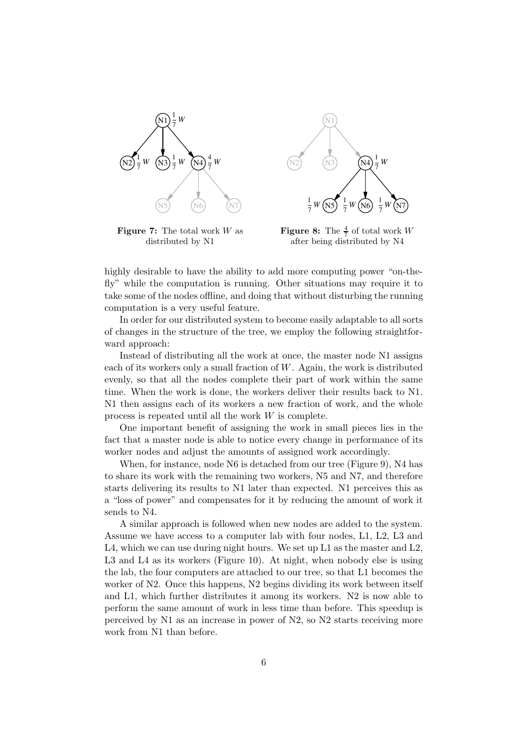**Figure 7:** The total work $W$ as distributed by N1

**Figure 8:** The $\frac{4}{7}$ of total work $W$ after being distributed by N4

highly desirable to have the ability to add more computing power "on-the-fly" while the computation is running. Other situations may require it to take some of the nodes offline, and doing that without disturbing the running computation is a very useful feature.

In order for our distributed system to become easily adaptable to all sorts of changes in the structure of the tree, we employ the following straightforward approach:

Instead of distributing all the work at once, the master node N1 assigns each of its workers only a small fraction of $W$. Again, the work is distributed evenly, so that all the nodes complete their part of work within the same time. When the work is done, the workers deliver their results back to N1. N1 then assigns each of its workers a new fraction of work, and the whole process is repeated until all the work $W$ is complete.

One important benefit of assigning the work in small pieces lies in the fact that a master node is able to notice every change in performance of its worker nodes and adjust the amounts of assigned work accordingly.

When, for instance, node N6 is detached from our tree (Figure 9), N4 has to share its work with the remaining two workers, N5 and N7, and therefore starts delivering its results to N1 later than expected. N1 perceives this as a "loss of power" and compensates for it by reducing the amount of work it sends to N4.

A similar approach is followed when new nodes are added to the system. Assume we have access to a computer lab with four nodes, L1, L2, L3 and L4, which we can use during night hours. We set up L1 as the master and L2, L3 and L4 as its workers (Figure 10). At night, when nobody else is using the lab, the four computers are attached to our tree, so that L1 becomes the worker of N2. Once this happens, N2 begins dividing its work between itself and L1, which further distributes it among its workers. N2 is now able to perform the same amount of work in less time than before. This speedup is perceived by N1 as an increase in power of N2, so N2 starts receiving more work from N1 than before.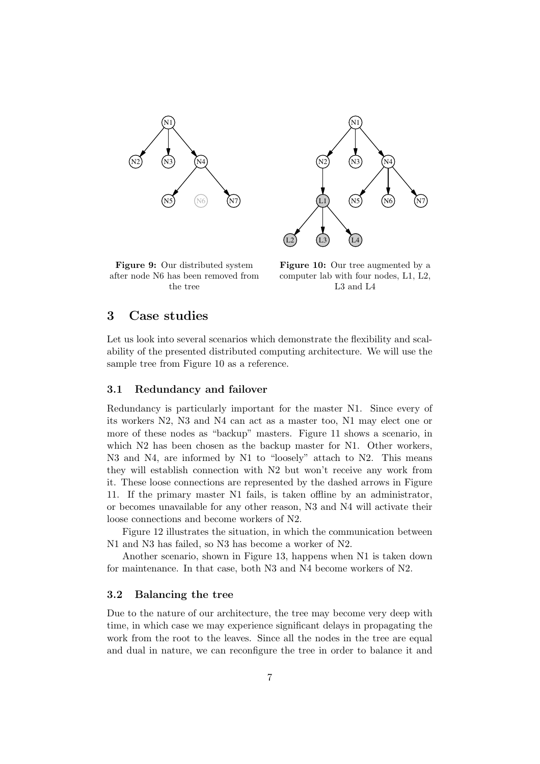**Figure 9:** Our distributed system after node N6 has been removed from the tree

**Figure 10:** Our tree augmented by a computer lab with four nodes, L1, L2, L3 and L4

## 3 Case studies

Let us look into several scenarios which demonstrate the flexibility and scalability of the presented distributed computing architecture. We will use the sample tree from Figure 10 as a reference.

### 3.1 Redundancy and failover

Redundancy is particularly important for the master N1. Since every of its workers N2, N3 and N4 can act as a master too, N1 may elect one or more of these nodes as "backup" masters. Figure 11 shows a scenario, in which N2 has been chosen as the backup master for N1. Other workers, N3 and N4, are informed by N1 to "loosely" attach to N2. This means they will establish connection with N2 but won't receive any work from it. These loose connections are represented by the dashed arrows in Figure 11. If the primary master N1 fails, is taken offline by an administrator, or becomes unavailable for any other reason, N3 and N4 will activate their loose connections and become workers of N2.

Figure 12 illustrates the situation, in which the communication between N1 and N3 has failed, so N3 has become a worker of N2.

Another scenario, shown in Figure 13, happens when N1 is taken down for maintenance. In that case, both N3 and N4 become workers of N2.

### 3.2 Balancing the tree

Due to the nature of our architecture, the tree may become very deep with time, in which case we may experience significant delays in propagating the work from the root to the leaves. Since all the nodes in the tree are equal and dual in nature, we can reconfigure the tree in order to balance it and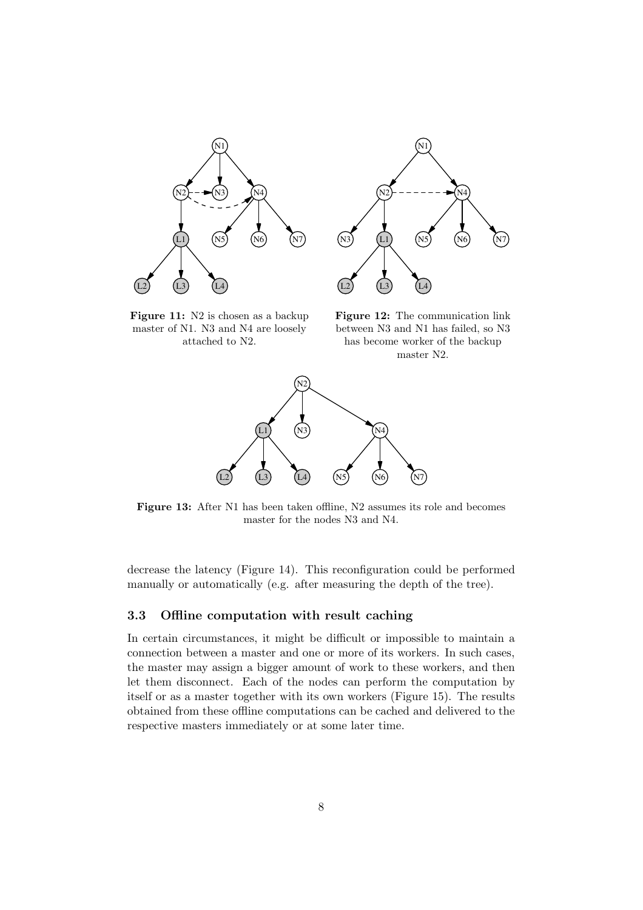**Figure 11:** N2 is chosen as a backup master of N1. N3 and N4 are loosely attached to N2.

**Figure 12:** The communication link between N3 and N1 has failed, so N3 has become worker of the backup master N2.

**Figure 13:** After N1 has been taken offline, N2 assumes its role and becomes master for the nodes N3 and N4.

decrease the latency (Figure 14). This reconfiguration could be performed manually or automatically (e.g. after measuring the depth of the tree).

### 3.3 Offline computation with result caching

In certain circumstances, it might be difficult or impossible to maintain a connection between a master and one or more of its workers. In such cases, the master may assign a bigger amount of work to these workers, and then let them disconnect. Each of the nodes can perform the computation by itself or as a master together with its own workers (Figure 15). The results obtained from these offline computations can be cached and delivered to the respective masters immediately or at some later time.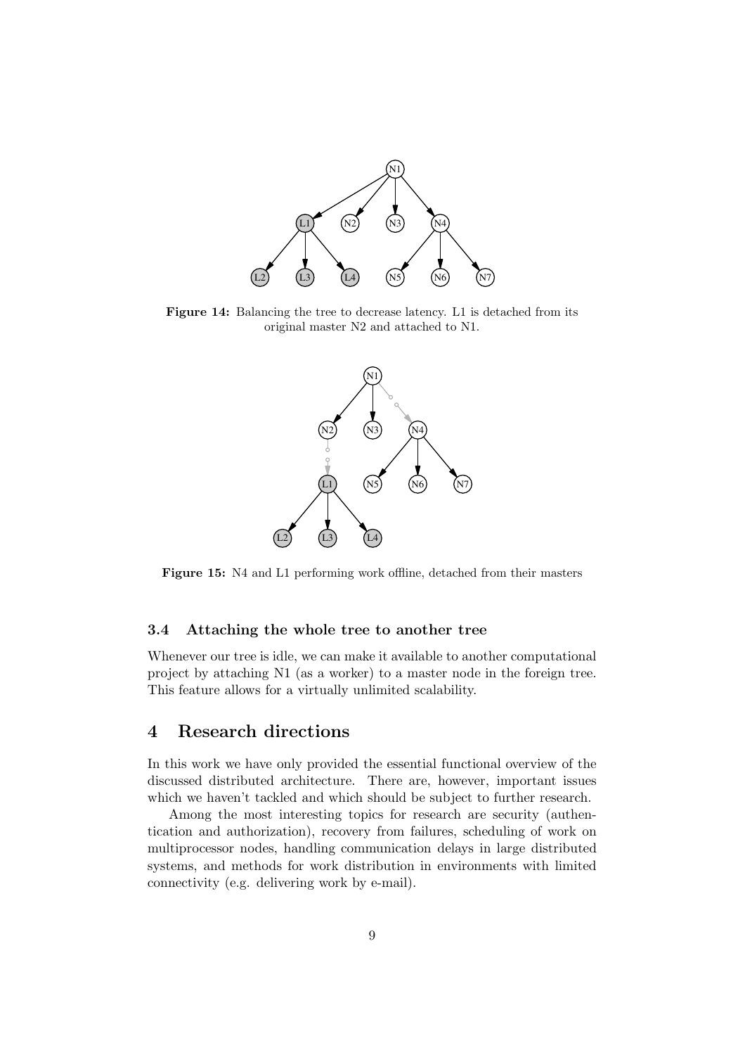N1

L1 N2 N3 N4

L2 L3 L4 N5 N6 N7

**Figure 14:** Balancing the tree to decrease latency. L1 is detached from its original master N2 and attached to N1.

N1

N2 N3 N4

L1 N5 N6 N7

L2 L3 L4

**Figure 15:** N4 and L1 performing work offline, detached from their masters

### 3.4 Attaching the whole tree to another tree

Whenever our tree is idle, we can make it available to another computational project by attaching N1 (as a worker) to a master node in the foreign tree. This feature allows for a virtually unlimited scalability.

## 4 Research directions

In this work we have only provided the essential functional overview of the discussed distributed architecture. There are, however, important issues which we haven't tackled and which should be subject to further research.

Among the most interesting topics for research are security (authentication and authorization), recovery from failures, scheduling of work on multiprocessor nodes, handling communication delays in large distributed systems, and methods for work distribution in environments with limited connectivity (e.g. delivering work by e-mail).